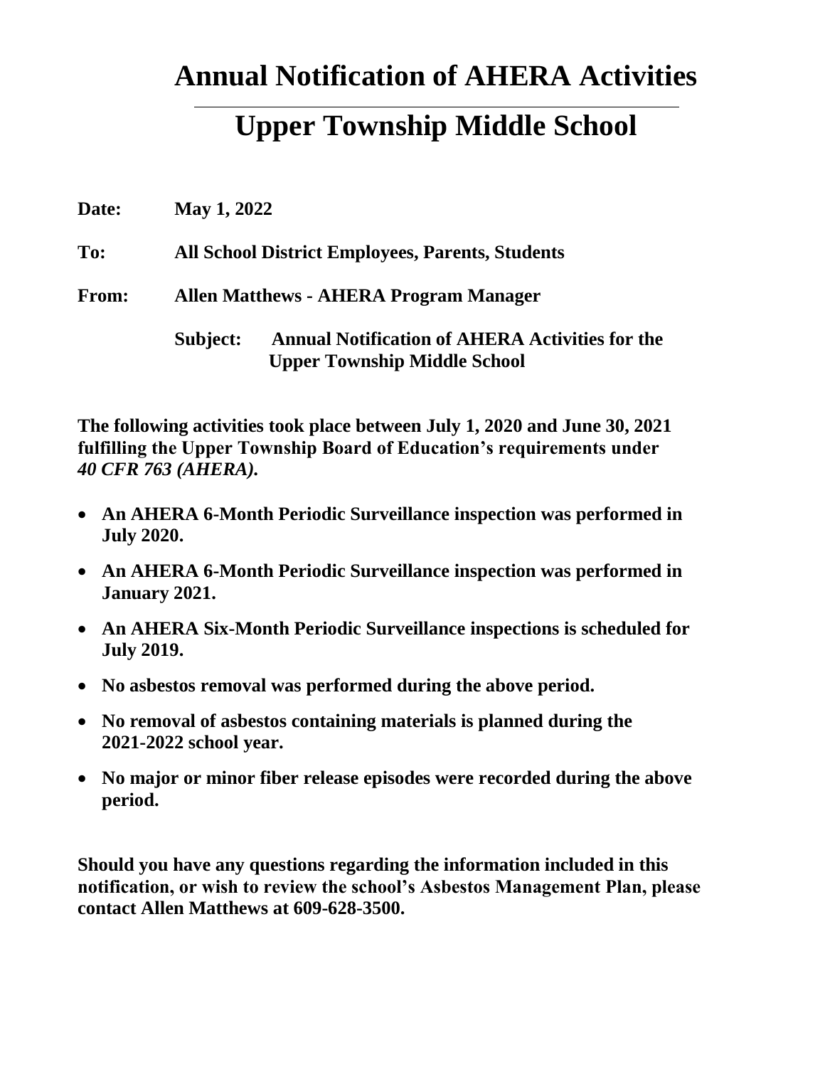# Annual Notification of AHERA Activities

# Upper Township Middle School

**Date:** **May 1, 2022**

**To:** **All School District Employees, Parents, Students**

**From:** **Allen Matthews - AHERA Program Manager**

**Subject:** **Annual Notification of AHERA Activities for the Upper Township Middle School**

**The following activities took place between July 1, 2020 and June 30, 2021 fulfilling the Upper Township Board of Education's requirements under *40 CFR 763 (AHERA).***

- **An AHERA 6-Month Periodic Surveillance inspection was performed in July 2020.**
- **An AHERA 6-Month Periodic Surveillance inspection was performed in January 2021.**
- **An AHERA Six-Month Periodic Surveillance inspections is scheduled for July 2019.**
- **No asbestos removal was performed during the above period.**
- **No removal of asbestos containing materials is planned during the 2021-2022 school year.**
- **No major or minor fiber release episodes were recorded during the above period.**

**Should you have any questions regarding the information included in this notification, or wish to review the school's Asbestos Management Plan, please contact Allen Matthews at 609-628-3500.**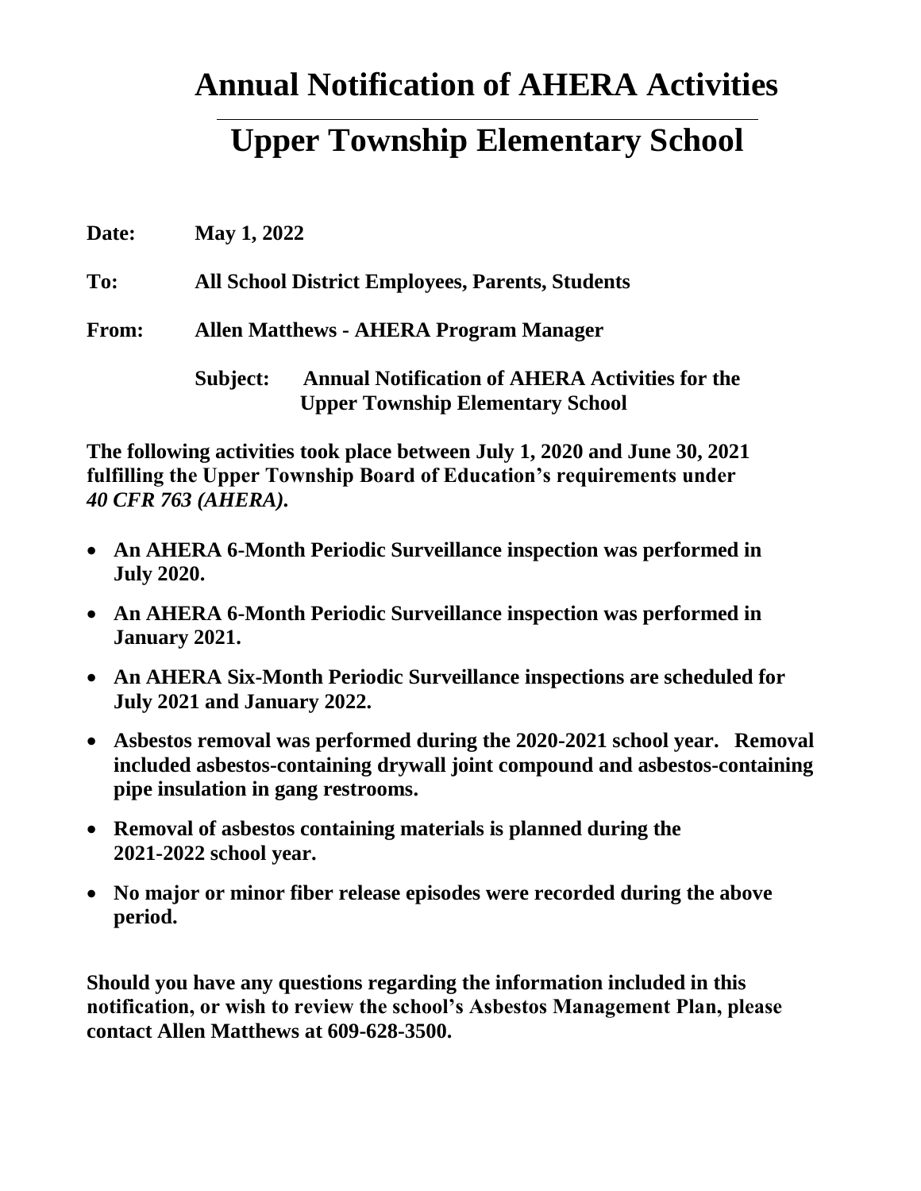# Annual Notification of AHERA Activities

# Upper Township Elementary School

**Date:** **May 1, 2022**

**To:** **All School District Employees, Parents, Students**

**From:** **Allen Matthews - AHERA Program Manager**

**Subject:** **Annual Notification of AHERA Activities for the Upper Township Elementary School**

**The following activities took place between July 1, 2020 and June 30, 2021 fulfilling the Upper Township Board of Education's requirements under** ***40 CFR 763 (AHERA).***

- **An AHERA 6-Month Periodic Surveillance inspection was performed in July 2020.**
- **An AHERA 6-Month Periodic Surveillance inspection was performed in January 2021.**
- **An AHERA Six-Month Periodic Surveillance inspections are scheduled for July 2021 and January 2022.**
- **Asbestos removal was performed during the 2020-2021 school year. Removal included asbestos-containing drywall joint compound and asbestos-containing pipe insulation in gang restrooms.**
- **Removal of asbestos containing materials is planned during the 2021-2022 school year.**
- **No major or minor fiber release episodes were recorded during the above period.**

**Should you have any questions regarding the information included in this notification, or wish to review the school's Asbestos Management Plan, please contact Allen Matthews at 609-628-3500.**